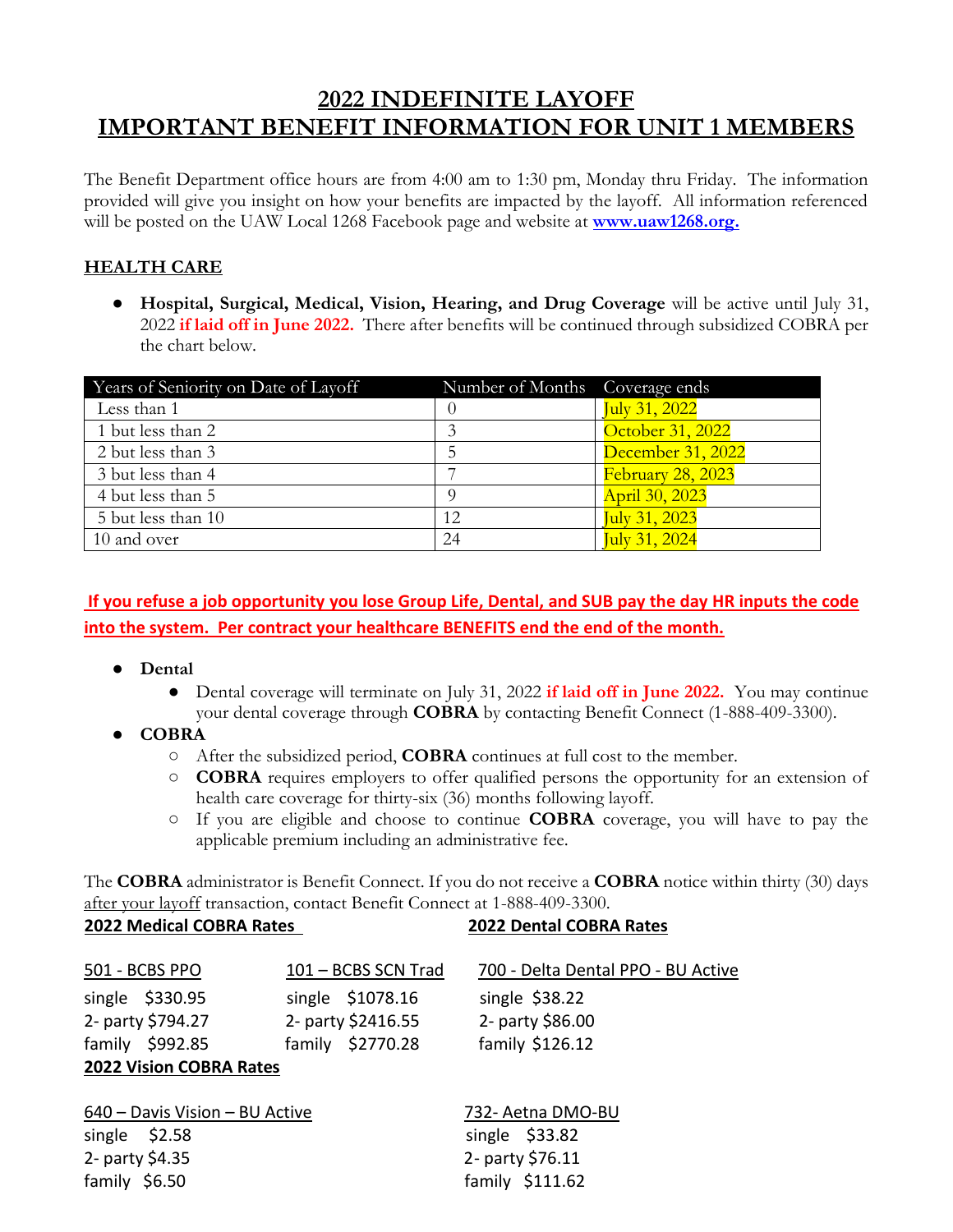# 2022 INDEFINITE LAYOFF
# IMPORTANT BENEFIT INFORMATION FOR UNIT 1 MEMBERS

The Benefit Department office hours are from 4:00 am to 1:30 pm, Monday thru Friday. The information provided will give you insight on how your benefits are impacted by the layoff. All information referenced will be posted on the UAW Local 1268 Facebook page and website at **www.uaw1268.org.**

## HEALTH CARE

- **Hospital, Surgical, Medical, Vision, Hearing, and Drug Coverage** will be active until July 31, 2022 **if laid off in June 2022.** There after benefits will be continued through subsidized COBRA per the chart below.

| Years of Seniority on Date of Layoff | Number of Months | Coverage ends |
|---|---|---|
| Less than 1 | 0 | July 31, 2022 |
| 1 but less than 2 | 3 | October 31, 2022 |
| 2 but less than 3 | 5 | December 31, 2022 |
| 3 but less than 4 | 7 | February 28, 2023 |
| 4 but less than 5 | 9 | April 30, 2023 |
| 5 but less than 10 | 12 | July 31, 2023 |
| 10 and over | 24 | July 31, 2024 |

**If you refuse a job opportunity you lose Group Life, Dental, and SUB pay the day HR inputs the code into the system. Per contract your healthcare BENEFITS end the end of the month.**

- **Dental**
  - Dental coverage will terminate on July 31, 2022 **if laid off in June 2022.** You may continue your dental coverage through **COBRA** by contacting Benefit Connect (1-888-409-3300).
- **COBRA**
  - After the subsidized period, **COBRA** continues at full cost to the member.
  - **COBRA** requires employers to offer qualified persons the opportunity for an extension of health care coverage for thirty-six (36) months following layoff.
  - If you are eligible and choose to continue **COBRA** coverage, you will have to pay the applicable premium including an administrative fee.

The **COBRA** administrator is Benefit Connect. If you do not receive a **COBRA** notice within thirty (30) days after your layoff transaction, contact Benefit Connect at 1-888-409-3300.

**2022 Medical COBRA Rates**

501 - BCBS PPO
- single $330.95
- 2- party $794.27
- family $992.85

101 – BCBS SCN Trad
- single $1078.16
- 2- party $2416.55
- family $2770.28

**2022 Dental COBRA Rates**

700 - Delta Dental PPO - BU Active
- single $38.22
- 2- party $86.00
- family $126.12

732- Aetna DMO-BU
- single $33.82
- 2- party $76.11
- family $111.62

**2022 Vision COBRA Rates**

640 – Davis Vision – BU Active
- single $2.58
- 2- party $4.35
- family $6.50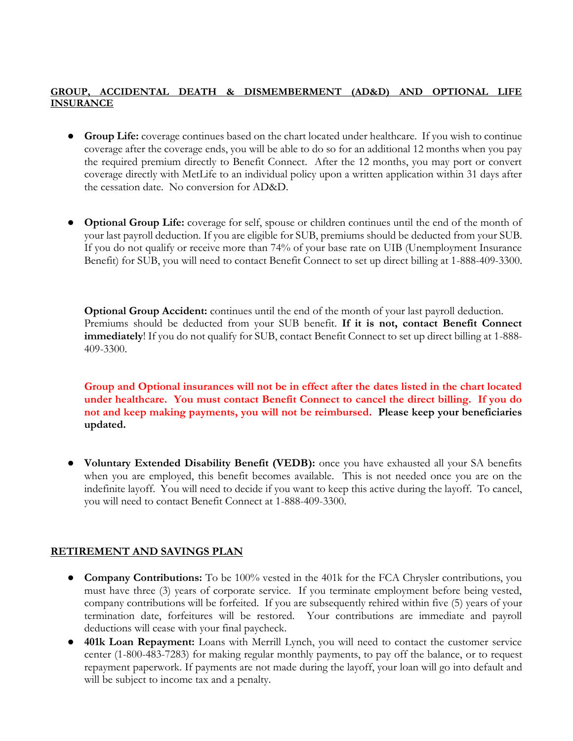## GROUP, ACCIDENTAL DEATH & DISMEMBERMENT (AD&D) AND OPTIONAL LIFE INSURANCE

- **Group Life:** coverage continues based on the chart located under healthcare. If you wish to continue coverage after the coverage ends, you will be able to do so for an additional 12 months when you pay the required premium directly to Benefit Connect. After the 12 months, you may port or convert coverage directly with MetLife to an individual policy upon a written application within 31 days after the cessation date. No conversion for AD&D.

- **Optional Group Life:** coverage for self, spouse or children continues until the end of the month of your last payroll deduction. If you are eligible for SUB, premiums should be deducted from your SUB. If you do not qualify or receive more than 74% of your base rate on UIB (Unemployment Insurance Benefit) for SUB, you will need to contact Benefit Connect to set up direct billing at 1-888-409-3300.

  **Optional Group Accident:** continues until the end of the month of your last payroll deduction. Premiums should be deducted from your SUB benefit. **If it is not, contact Benefit Connect immediately**! If you do not qualify for SUB, contact Benefit Connect to set up direct billing at 1-888-409-3300.

  **Group and Optional insurances will not be in effect after the dates listed in the chart located under healthcare. You must contact Benefit Connect to cancel the direct billing. If you do not and keep making payments, you will not be reimbursed. Please keep your beneficiaries updated.**

- **Voluntary Extended Disability Benefit (VEDB):** once you have exhausted all your SA benefits when you are employed, this benefit becomes available. This is not needed once you are on the indefinite layoff. You will need to decide if you want to keep this active during the layoff. To cancel, you will need to contact Benefit Connect at 1-888-409-3300.

## RETIREMENT AND SAVINGS PLAN

- **Company Contributions:** To be 100% vested in the 401k for the FCA Chrysler contributions, you must have three (3) years of corporate service. If you terminate employment before being vested, company contributions will be forfeited. If you are subsequently rehired within five (5) years of your termination date, forfeitures will be restored. Your contributions are immediate and payroll deductions will cease with your final paycheck.
- **401k Loan Repayment:** Loans with Merrill Lynch, you will need to contact the customer service center (1-800-483-7283) for making regular monthly payments, to pay off the balance, or to request repayment paperwork. If payments are not made during the layoff, your loan will go into default and will be subject to income tax and a penalty.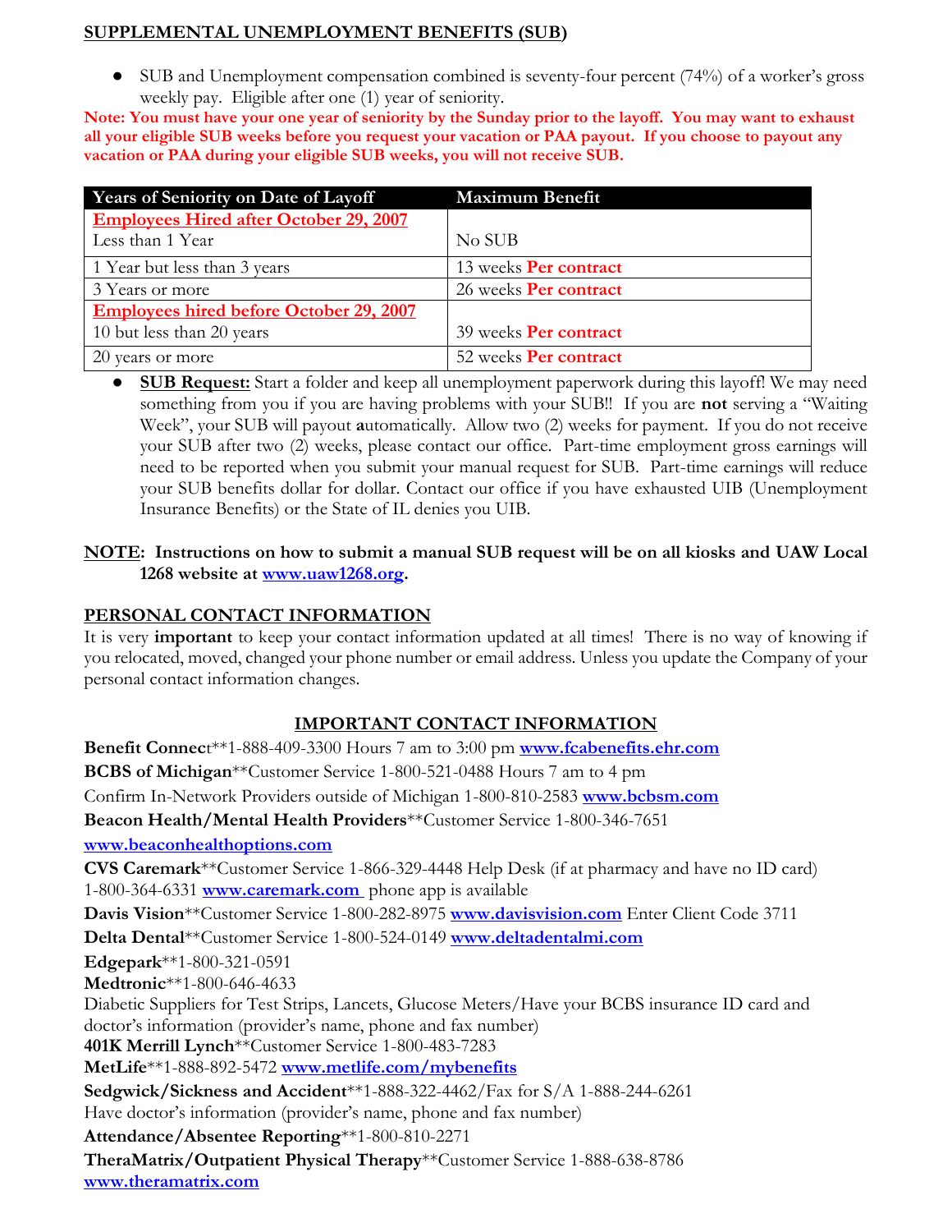## SUPPLEMENTAL UNEMPLOYMENT BENEFITS (SUB)

- SUB and Unemployment compensation combined is seventy-four percent (74%) of a worker's gross weekly pay. Eligible after one (1) year of seniority.

**Note: You must have your one year of seniority by the Sunday prior to the layoff. You may want to exhaust all your eligible SUB weeks before you request your vacation or PAA payout. If you choose to payout any vacation or PAA during your eligible SUB weeks, you will not receive SUB.**

| Years of Seniority on Date of Layoff | Maximum Benefit |
|---|---|
| **Employees Hired after October 29, 2007**<br>Less than 1 Year | No SUB |
| 1 Year but less than 3 years | 13 weeks **Per contract** |
| 3 Years or more | 26 weeks **Per contract** |
| **Employees hired before October 29, 2007**<br>10 but less than 20 years | 39 weeks **Per contract** |
| 20 years or more | 52 weeks **Per contract** |

- **SUB Request:** Start a folder and keep all unemployment paperwork during this layoff! We may need something from you if you are having problems with your SUB!! If you are **not** serving a "Waiting Week", your SUB will payout **a**utomatically. Allow two (2) weeks for payment. If you do not receive your SUB after two (2) weeks, please contact our office. Part-time employment gross earnings will need to be reported when you submit your manual request for SUB. Part-time earnings will reduce your SUB benefits dollar for dollar. Contact our office if you have exhausted UIB (Unemployment Insurance Benefits) or the State of IL denies you UIB.

**NOTE: Instructions on how to submit a manual SUB request will be on all kiosks and UAW Local 1268 website at www.uaw1268.org.**

## PERSONAL CONTACT INFORMATION

It is very **important** to keep your contact information updated at all times! There is no way of knowing if you relocated, moved, changed your phone number or email address. Unless you update the Company of your personal contact information changes.

## IMPORTANT CONTACT INFORMATION

**Benefit Connect**\*\*1-888-409-3300 Hours 7 am to 3:00 pm **www.fcabenefits.ehr.com**

**BCBS of Michigan**\*\*Customer Service 1-800-521-0488 Hours 7 am to 4 pm

Confirm In-Network Providers outside of Michigan 1-800-810-2583 **www.bcbsm.com**

**Beacon Health/Mental Health Providers**\*\*Customer Service 1-800-346-7651 **www.beaconhealthoptions.com**

**CVS Caremark**\*\*Customer Service 1-866-329-4448 Help Desk (if at pharmacy and have no ID card) 1-800-364-6331 **www.caremark.com** phone app is available

**Davis Vision**\*\*Customer Service 1-800-282-8975 **www.davisvision.com** Enter Client Code 3711

**Delta Dental**\*\*Customer Service 1-800-524-0149 **www.deltadentalmi.com**

**Edgepark**\*\*1-800-321-0591

**Medtronic**\*\*1-800-646-4633

Diabetic Suppliers for Test Strips, Lancets, Glucose Meters/Have your BCBS insurance ID card and doctor's information (provider's name, phone and fax number)

**401K Merrill Lynch**\*\*Customer Service 1-800-483-7283

**MetLife**\*\*1-888-892-5472 **www.metlife.com/mybenefits**

**Sedgwick/Sickness and Accident**\*\*1-888-322-4462/Fax for S/A 1-888-244-6261

Have doctor's information (provider's name, phone and fax number)

**Attendance/Absentee Reporting**\*\*1-800-810-2271

**TheraMatrix/Outpatient Physical Therapy**\*\*Customer Service 1-888-638-8786 **www.theramatrix.com**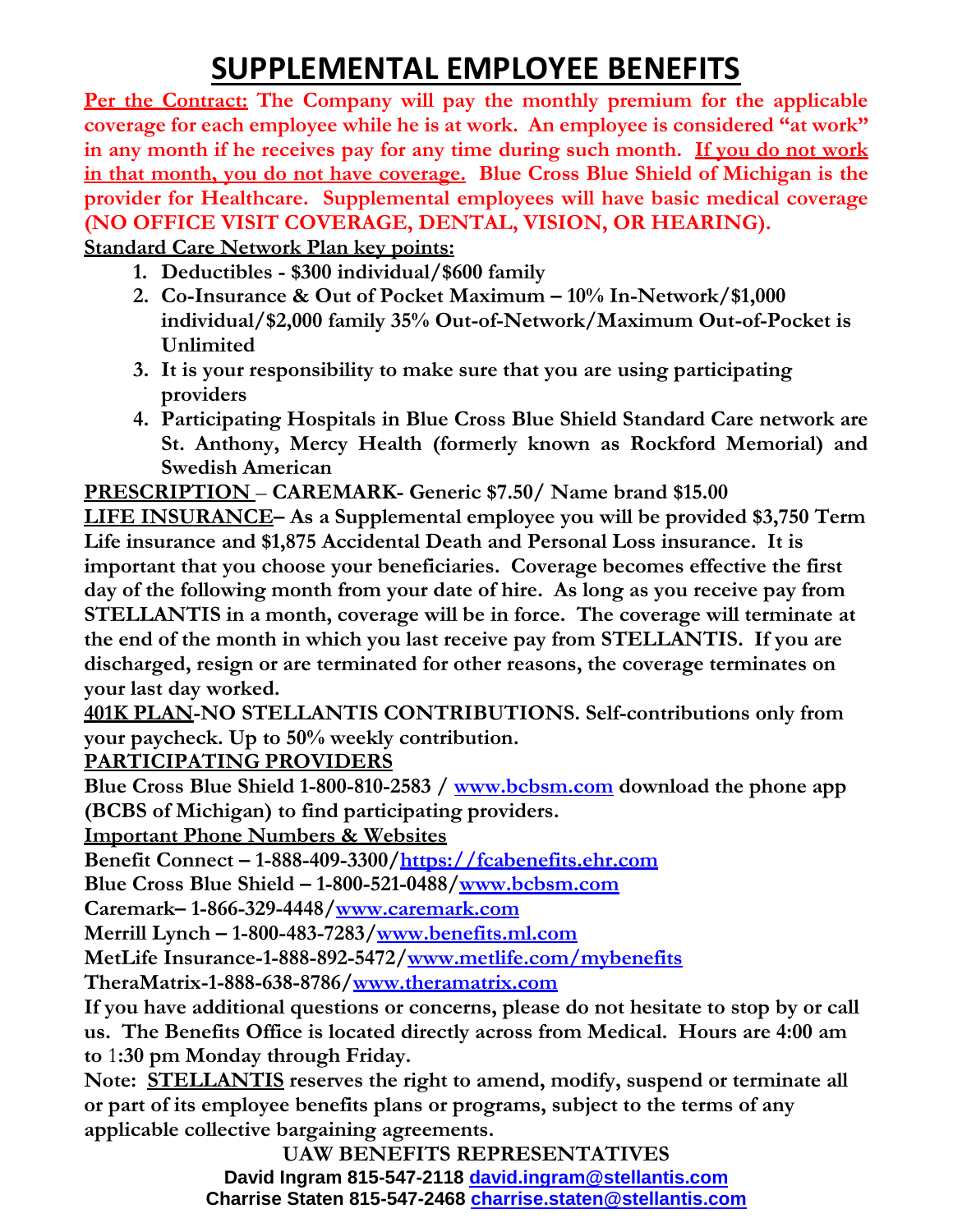# SUPPLEMENTAL EMPLOYEE BENEFITS

**Per the Contract: The Company will pay the monthly premium for the applicable coverage for each employee while he is at work. An employee is considered "at work" in any month if he receives pay for any time during such month. If you do not work in that month, you do not have coverage. Blue Cross Blue Shield of Michigan is the provider for Healthcare. Supplemental employees will have basic medical coverage (NO OFFICE VISIT COVERAGE, DENTAL, VISION, OR HEARING).**

**Standard Care Network Plan key points:**

1. **Deductibles - $300 individual/$600 family**
2. **Co-Insurance & Out of Pocket Maximum – 10% In-Network/$1,000 individual/$2,000 family 35% Out-of-Network/Maximum Out-of-Pocket is Unlimited**
3. **It is your responsibility to make sure that you are using participating providers**
4. **Participating Hospitals in Blue Cross Blue Shield Standard Care network are St. Anthony, Mercy Health (formerly known as Rockford Memorial) and Swedish American**

**PRESCRIPTION – CAREMARK- Generic $7.50/ Name brand $15.00**

**LIFE INSURANCE– As a Supplemental employee you will be provided $3,750 Term Life insurance and $1,875 Accidental Death and Personal Loss insurance. It is important that you choose your beneficiaries. Coverage becomes effective the first day of the following month from your date of hire. As long as you receive pay from STELLANTIS in a month, coverage will be in force. The coverage will terminate at the end of the month in which you last receive pay from STELLANTIS. If you are discharged, resign or are terminated for other reasons, the coverage terminates on your last day worked.**

**401K PLAN-NO STELLANTIS CONTRIBUTIONS. Self-contributions only from your paycheck. Up to 50% weekly contribution.**

**PARTICIPATING PROVIDERS**

**Blue Cross Blue Shield 1-800-810-2583 / www.bcbsm.com download the phone app (BCBS of Michigan) to find participating providers.**

**Important Phone Numbers & Websites**

**Benefit Connect – 1-888-409-3300/https://fcabenefits.ehr.com**
**Blue Cross Blue Shield – 1-800-521-0488/www.bcbsm.com**
**Caremark– 1-866-329-4448/www.caremark.com**
**Merrill Lynch – 1-800-483-7283/www.benefits.ml.com**
**MetLife Insurance-1-888-892-5472/www.metlife.com/mybenefits**
**TheraMatrix-1-888-638-8786/www.theramatrix.com**

**If you have additional questions or concerns, please do not hesitate to stop by or call us. The Benefits Office is located directly across from Medical. Hours are 4:00 am to 1:30 pm Monday through Friday.**

**Note: STELLANTIS reserves the right to amend, modify, suspend or terminate all or part of its employee benefits plans or programs, subject to the terms of any applicable collective bargaining agreements.**

**UAW BENEFITS REPRESENTATIVES**

**David Ingram 815-547-2118 david.ingram@stellantis.com**
**Charrise Staten 815-547-2468 charrise.staten@stellantis.com**